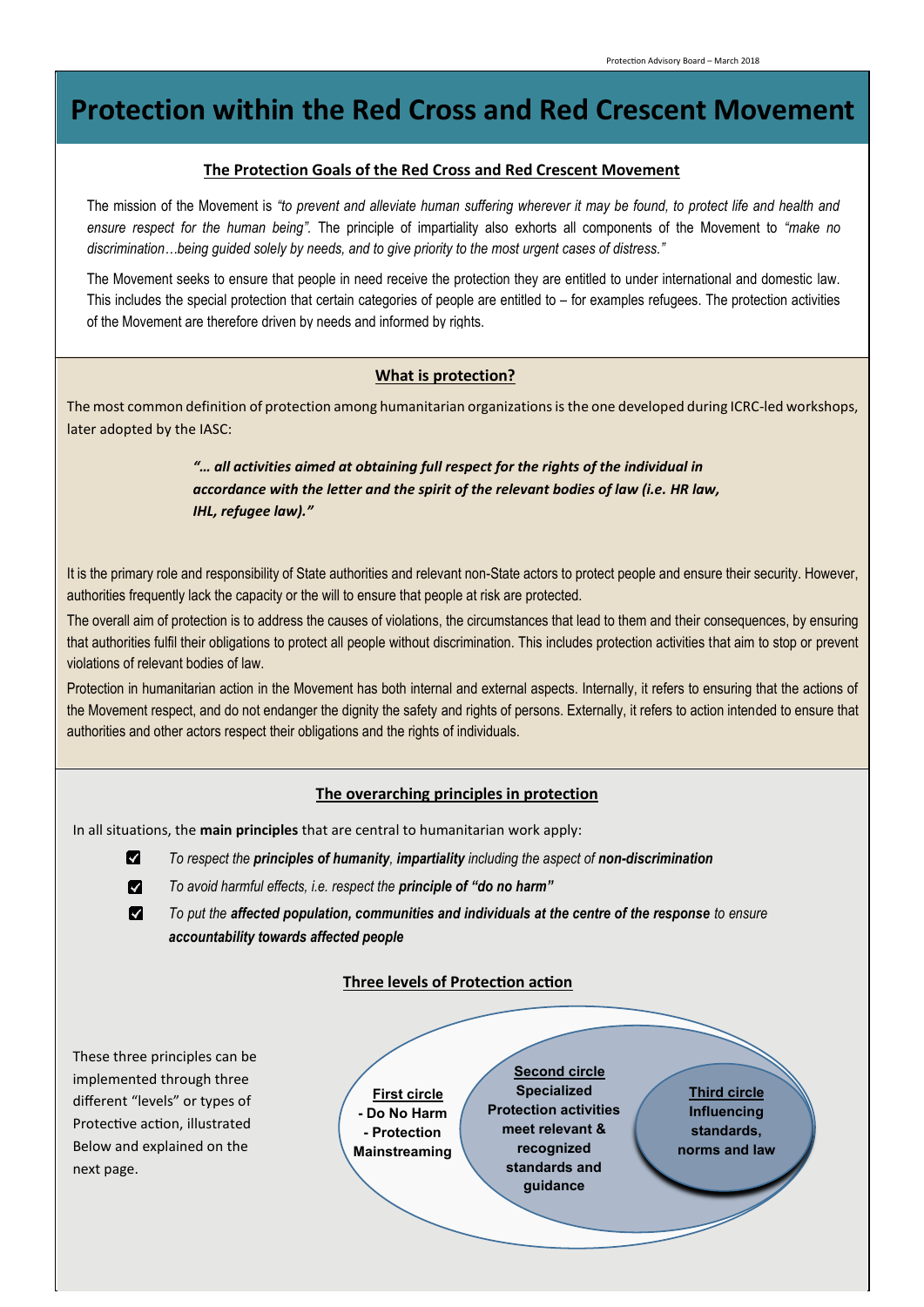# Protection within the Red Cross and Red Crescent Movement

## The Protection Goals of the Red Cross and Red Crescent Movement

The mission of the Movement is *"to prevent and alleviate human suffering wherever it may be found, to protect life and health and ensure respect for the human being"*. The principle of impartiality also exhorts all components of the Movement to *"make no discrimination…being guided solely by needs, and to give priority to the most urgent cases of distress."*

The Movement seeks to ensure that people in need receive the protection they are entitled to under international and domestic law. This includes the special protection that certain categories of people are entitled to – for examples refugees. The protection activities of the Movement are therefore driven by needs and informed by rights.

## What is protection?

The most common definition of protection among humanitarian organizations is the one developed during ICRC-led workshops, later adopted by the IASC:

> ***"… all activities aimed at obtaining full respect for the rights of the individual in accordance with the letter and the spirit of the relevant bodies of law (i.e. HR law, IHL, refugee law)."***

It is the primary role and responsibility of State authorities and relevant non-State actors to protect people and ensure their security. However, authorities frequently lack the capacity or the will to ensure that people at risk are protected.

The overall aim of protection is to address the causes of violations, the circumstances that lead to them and their consequences, by ensuring that authorities fulfil their obligations to protect all people without discrimination. This includes protection activities that aim to stop or prevent violations of relevant bodies of law.

Protection in humanitarian action in the Movement has both internal and external aspects. Internally, it refers to ensuring that the actions of the Movement respect, and do not endanger the dignity the safety and rights of persons. Externally, it refers to action intended to ensure that authorities and other actors respect their obligations and the rights of individuals.

## The overarching principles in protection

In all situations, the **main principles** that are central to humanitarian work apply:

- ☑ *To respect the **principles of humanity**, **impartiality** including the aspect of **non-discrimination***
- ☑ *To avoid harmful effects, i.e. respect the **principle of "do no harm"***
- ☑ *To put the **affected population, communities and individuals at the centre of the response** to ensure **accountability towards affected people***

## Three levels of Protection action

These three principles can be implemented through three different "levels" or types of Protective action, illustrated Below and explained on the next page.

**First circle**
- Do No Harm
- Protection Mainstreaming

**Second circle**
Specialized Protection activities meet relevant & recognized standards and guidance

**Third circle**
Influencing standards, norms and law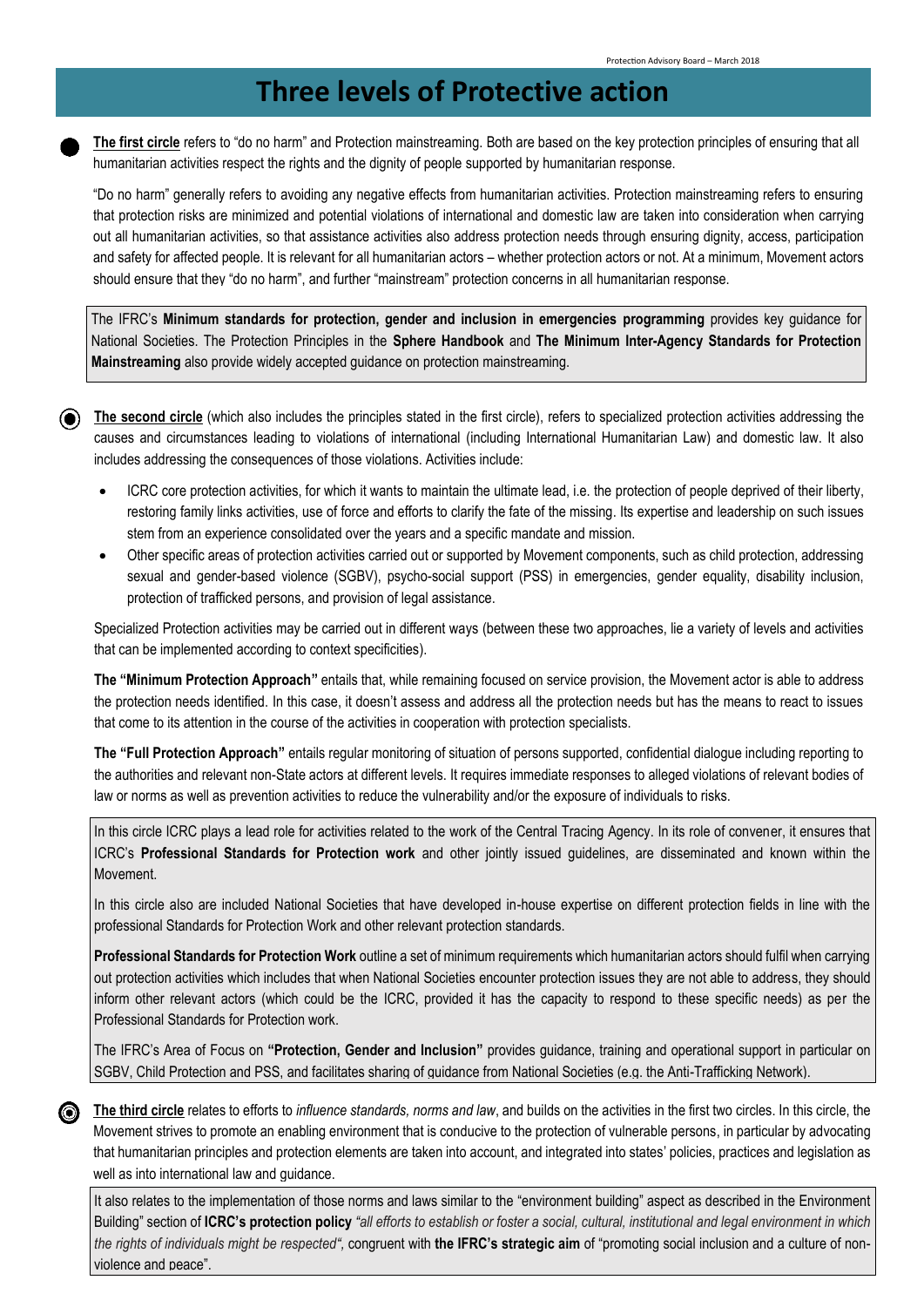# Three levels of Protective action

**The first circle** refers to "do no harm" and Protection mainstreaming. Both are based on the key protection principles of ensuring that all humanitarian activities respect the rights and the dignity of people supported by humanitarian response.

"Do no harm" generally refers to avoiding any negative effects from humanitarian activities. Protection mainstreaming refers to ensuring that protection risks are minimized and potential violations of international and domestic law are taken into consideration when carrying out all humanitarian activities, so that assistance activities also address protection needs through ensuring dignity, access, participation and safety for affected people. It is relevant for all humanitarian actors – whether protection actors or not. At a minimum, Movement actors should ensure that they "do no harm", and further "mainstream" protection concerns in all humanitarian response.

The IFRC's **Minimum standards for protection, gender and inclusion in emergencies programming** provides key guidance for National Societies. The Protection Principles in the **Sphere Handbook** and **The Minimum Inter-Agency Standards for Protection Mainstreaming** also provide widely accepted guidance on protection mainstreaming.

**The second circle** (which also includes the principles stated in the first circle), refers to specialized protection activities addressing the causes and circumstances leading to violations of international (including International Humanitarian Law) and domestic law. It also includes addressing the consequences of those violations. Activities include:

- ICRC core protection activities, for which it wants to maintain the ultimate lead, i.e. the protection of people deprived of their liberty, restoring family links activities, use of force and efforts to clarify the fate of the missing. Its expertise and leadership on such issues stem from an experience consolidated over the years and a specific mandate and mission.
- Other specific areas of protection activities carried out or supported by Movement components, such as child protection, addressing sexual and gender-based violence (SGBV), psycho-social support (PSS) in emergencies, gender equality, disability inclusion, protection of trafficked persons, and provision of legal assistance.

Specialized Protection activities may be carried out in different ways (between these two approaches, lie a variety of levels and activities that can be implemented according to context specificities).

**The "Minimum Protection Approach"** entails that, while remaining focused on service provision, the Movement actor is able to address the protection needs identified. In this case, it doesn't assess and address all the protection needs but has the means to react to issues that come to its attention in the course of the activities in cooperation with protection specialists.

**The "Full Protection Approach"** entails regular monitoring of situation of persons supported, confidential dialogue including reporting to the authorities and relevant non-State actors at different levels. It requires immediate responses to alleged violations of relevant bodies of law or norms as well as prevention activities to reduce the vulnerability and/or the exposure of individuals to risks.

In this circle ICRC plays a lead role for activities related to the work of the Central Tracing Agency. In its role of convener, it ensures that ICRC's **Professional Standards for Protection work** and other jointly issued guidelines, are disseminated and known within the Movement.

In this circle also are included National Societies that have developed in-house expertise on different protection fields in line with the professional Standards for Protection Work and other relevant protection standards.

**Professional Standards for Protection Work** outline a set of minimum requirements which humanitarian actors should fulfil when carrying out protection activities which includes that when National Societies encounter protection issues they are not able to address, they should inform other relevant actors (which could be the ICRC, provided it has the capacity to respond to these specific needs) as per the Professional Standards for Protection work.

The IFRC's Area of Focus on **"Protection, Gender and Inclusion"** provides guidance, training and operational support in particular on SGBV, Child Protection and PSS, and facilitates sharing of guidance from National Societies (e.g. the Anti-Trafficking Network).

**The third circle** relates to efforts to *influence standards, norms and law*, and builds on the activities in the first two circles. In this circle, the Movement strives to promote an enabling environment that is conducive to the protection of vulnerable persons, in particular by advocating that humanitarian principles and protection elements are taken into account, and integrated into states' policies, practices and legislation as well as into international law and guidance.

It also relates to the implementation of those norms and laws similar to the "environment building" aspect as described in the Environment Building" section of **ICRC's protection policy** *"all efforts to establish or foster a social, cultural, institutional and legal environment in which the rights of individuals might be respected",* congruent with **the IFRC's strategic aim** of "promoting social inclusion and a culture of non-violence and peace".